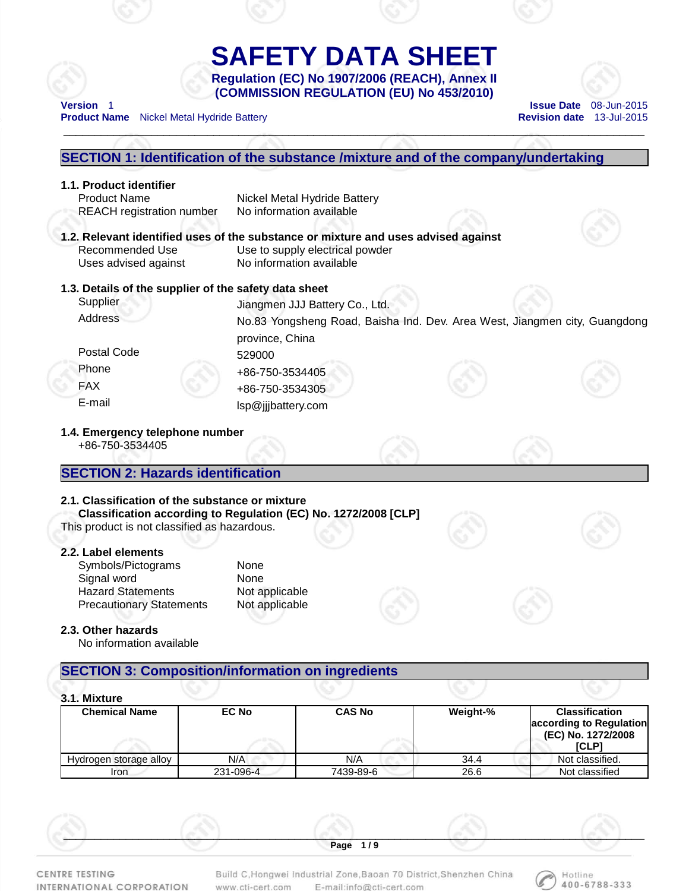# SAFETY DATA SHEET

**Regulation (EC) No 1907/2006 (REACH), Annex II**
**(COMMISSION REGULATION (EU) No 453/2010)**

**Version** 1
**Product Name** Nickel Metal Hydride Battery

**Issue Date** 08-Jun-2015
**Revision date** 13-Jul-2015

## SECTION 1: Identification of the substance /mixture and of the company/undertaking

### 1.1. Product identifier

Product Name: Nickel Metal Hydride Battery
REACH registration number: No information available

### 1.2. Relevant identified uses of the substance or mixture and uses advised against

Recommended Use: Use to supply electrical powder
Uses advised against: No information available

### 1.3. Details of the supplier of the safety data sheet

Supplier: Jiangmen JJJ Battery Co., Ltd.
Address: No.83 Yongsheng Road, Baisha Ind. Dev. Area West, Jiangmen city, Guangdong province, China
Postal Code: 529000
Phone: +86-750-3534405
FAX: +86-750-3534305
E-mail: lsp@jjjbattery.com

### 1.4. Emergency telephone number

+86-750-3534405

## SECTION 2: Hazards identification

### 2.1. Classification of the substance or mixture

**Classification according to Regulation (EC) No. 1272/2008 [CLP]**

This product is not classified as hazardous.

### 2.2. Label elements

Symbols/Pictograms: None
Signal word: None
Hazard Statements: Not applicable
Precautionary Statements: Not applicable

### 2.3. Other hazards

No information available

## SECTION 3: Composition/information on ingredients

### 3.1. Mixture

| Chemical Name | EC No | CAS No | Weight-% | Classification according to Regulation (EC) No. 1272/2008 [CLP] |
|---|---|---|---|---|
| Hydrogen storage alloy | N/A | N/A | 34.4 | Not classified. |
| Iron | 231-096-4 | 7439-89-6 | 26.6 | Not classified |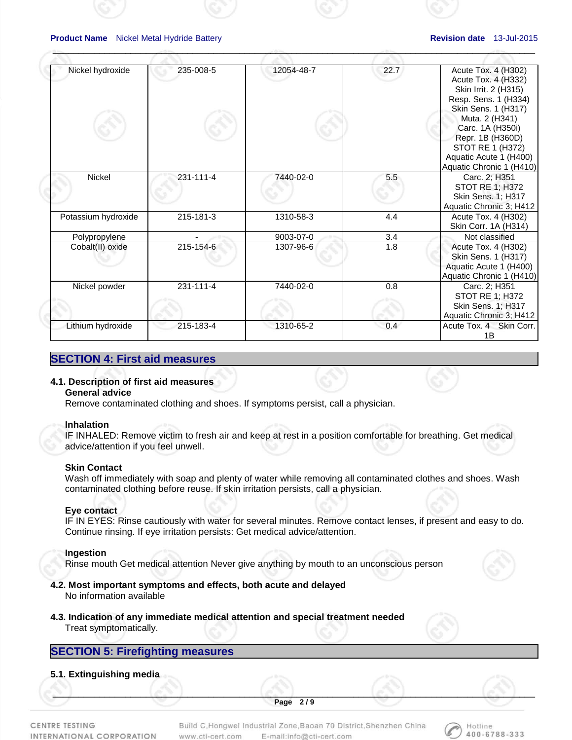| Nickel hydroxide | 235-008-5 | 12054-48-7 | 22.7 | Acute Tox. 4 (H302) Acute Tox. 4 (H332) Skin Irrit. 2 (H315) Resp. Sens. 1 (H334) Skin Sens. 1 (H317) Muta. 2 (H341) Carc. 1A (H350i) Repr. 1B (H360D) STOT RE 1 (H372) Aquatic Acute 1 (H400) Aquatic Chronic 1 (H410) |
|---|---|---|---|---|
| Nickel | 231-111-4 | 7440-02-0 | 5.5 | Carc. 2; H351 STOT RE 1; H372 Skin Sens. 1; H317 Aquatic Chronic 3; H412 |
| Potassium hydroxide | 215-181-3 | 1310-58-3 | 4.4 | Acute Tox. 4 (H302) Skin Corr. 1A (H314) |
| Polypropylene | - | 9003-07-0 | 3.4 | Not classified |
| Cobalt(II) oxide | 215-154-6 | 1307-96-6 | 1.8 | Acute Tox. 4 (H302) Skin Sens. 1 (H317) Aquatic Acute 1 (H400) Aquatic Chronic 1 (H410) |
| Nickel powder | 231-111-4 | 7440-02-0 | 0.8 | Carc. 2; H351 STOT RE 1; H372 Skin Sens. 1; H317 Aquatic Chronic 3; H412 |
| Lithium hydroxide | 215-183-4 | 1310-65-2 | 0.4 | Acute Tox. 4 Skin Corr. 1B |

## SECTION 4: First aid measures

### 4.1. Description of first aid measures

**General advice**

Remove contaminated clothing and shoes. If symptoms persist, call a physician.

**Inhalation**

IF INHALED: Remove victim to fresh air and keep at rest in a position comfortable for breathing. Get medical advice/attention if you feel unwell.

**Skin Contact**

Wash off immediately with soap and plenty of water while removing all contaminated clothes and shoes. Wash contaminated clothing before reuse. If skin irritation persists, call a physician.

**Eye contact**

IF IN EYES: Rinse cautiously with water for several minutes. Remove contact lenses, if present and easy to do. Continue rinsing. If eye irritation persists: Get medical advice/attention.

**Ingestion**

Rinse mouth Get medical attention Never give anything by mouth to an unconscious person

### 4.2. Most important symptoms and effects, both acute and delayed

No information available

### 4.3. Indication of any immediate medical attention and special treatment needed

Treat symptomatically.

## SECTION 5: Firefighting measures

### 5.1. Extinguishing media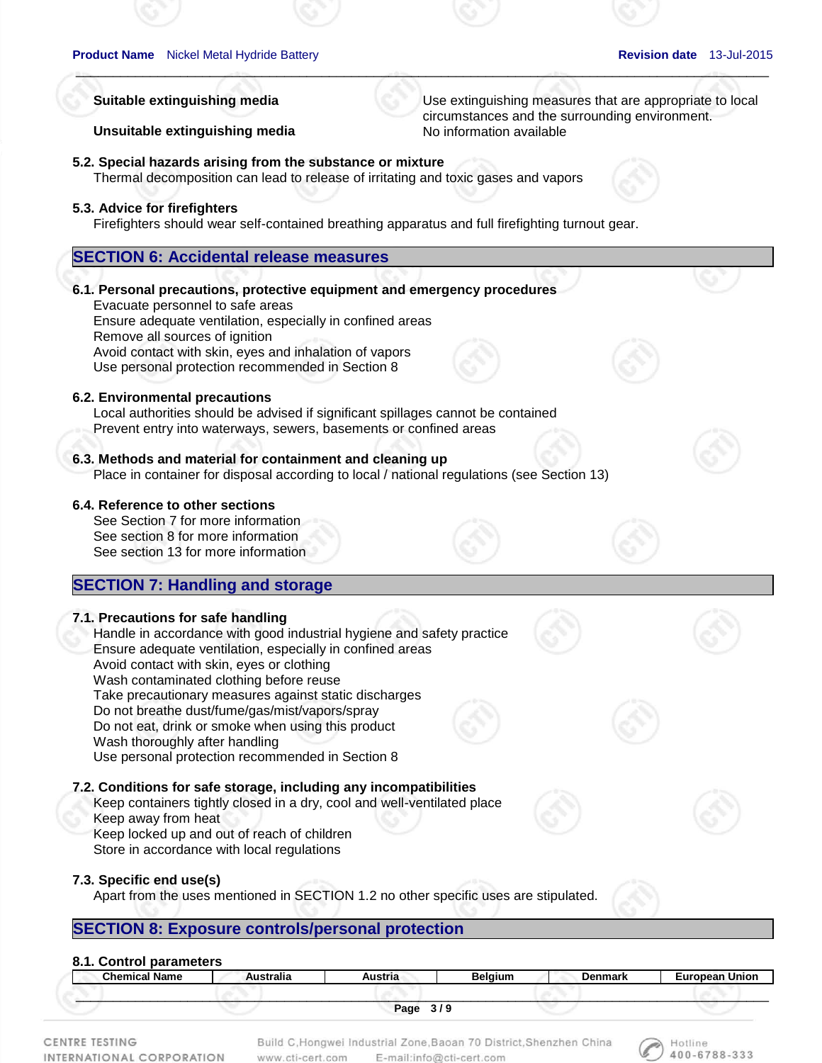| | |
|---|---|
| **Suitable extinguishing media** | Use extinguishing measures that are appropriate to local circumstances and the surrounding environment. |
| **Unsuitable extinguishing media** | No information available |

**5.2. Special hazards arising from the substance or mixture**

Thermal decomposition can lead to release of irritating and toxic gases and vapors

**5.3. Advice for firefighters**

Firefighters should wear self-contained breathing apparatus and full firefighting turnout gear.

## SECTION 6: Accidental release measures

**6.1. Personal precautions, protective equipment and emergency procedures**

Evacuate personnel to safe areas
Ensure adequate ventilation, especially in confined areas
Remove all sources of ignition
Avoid contact with skin, eyes and inhalation of vapors
Use personal protection recommended in Section 8

**6.2. Environmental precautions**

Local authorities should be advised if significant spillages cannot be contained
Prevent entry into waterways, sewers, basements or confined areas

**6.3. Methods and material for containment and cleaning up**

Place in container for disposal according to local / national regulations (see Section 13)

**6.4. Reference to other sections**

See Section 7 for more information
See section 8 for more information
See section 13 for more information

## SECTION 7: Handling and storage

**7.1. Precautions for safe handling**

Handle in accordance with good industrial hygiene and safety practice
Ensure adequate ventilation, especially in confined areas
Avoid contact with skin, eyes or clothing
Wash contaminated clothing before reuse
Take precautionary measures against static discharges
Do not breathe dust/fume/gas/mist/vapors/spray
Do not eat, drink or smoke when using this product
Wash thoroughly after handling
Use personal protection recommended in Section 8

**7.2. Conditions for safe storage, including any incompatibilities**

Keep containers tightly closed in a dry, cool and well-ventilated place
Keep away from heat
Keep locked up and out of reach of children
Store in accordance with local regulations

**7.3. Specific end use(s)**

Apart from the uses mentioned in SECTION 1.2 no other specific uses are stipulated.

## SECTION 8: Exposure controls/personal protection

**8.1. Control parameters**

| Chemical Name | Australia | Austria | Belgium | Denmark | European Union |
|---|---|---|---|---|---|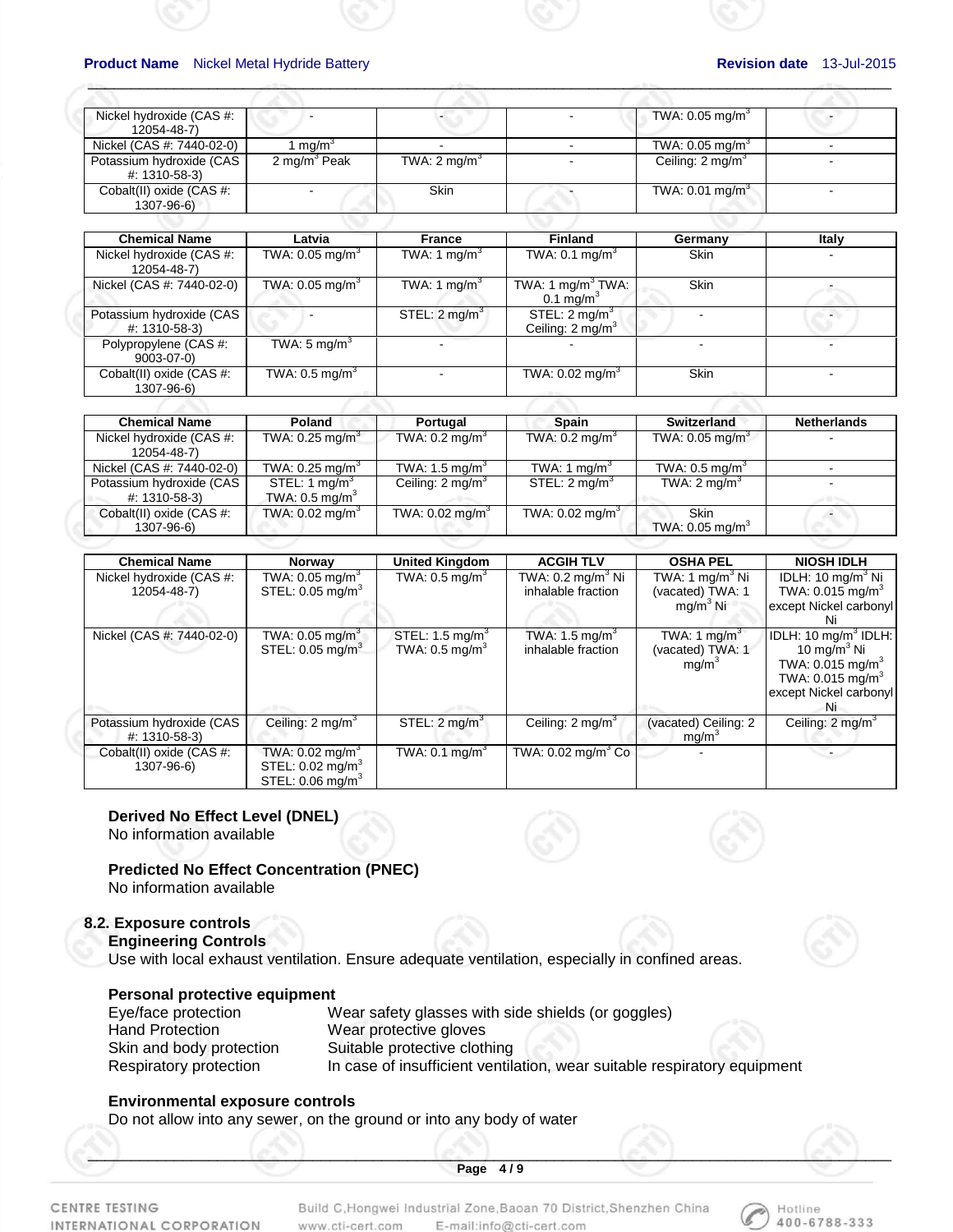| | | | | | |
|---|---|---|---|---|---|
| Nickel hydroxide (CAS #: 12054-48-7) | - | - | - | TWA: 0.05 mg/m$^3$ | - |
| Nickel (CAS #: 7440-02-0) | 1 mg/m$^3$ | - | - | TWA: 0.05 mg/m$^3$ | - |
| Potassium hydroxide (CAS #: 1310-58-3) | 2 mg/m$^3$ Peak | TWA: 2 mg/m$^3$ | - | Ceiling: 2 mg/m$^3$ | - |
| Cobalt(II) oxide (CAS #: 1307-96-6) | - | Skin | - | TWA: 0.01 mg/m$^3$ | - |

| Chemical Name | Latvia | France | Finland | Germany | Italy |
|---|---|---|---|---|---|
| Nickel hydroxide (CAS #: 12054-48-7) | TWA: 0.05 mg/m$^3$ | TWA: 1 mg/m$^3$ | TWA: 0.1 mg/m$^3$ | Skin | - |
| Nickel (CAS #: 7440-02-0) | TWA: 0.05 mg/m$^3$ | TWA: 1 mg/m$^3$ | TWA: 1 mg/m$^3$ TWA: 0.1 mg/m$^3$ | Skin | - |
| Potassium hydroxide (CAS #: 1310-58-3) | - | STEL: 2 mg/m$^3$ | STEL: 2 mg/m$^3$ Ceiling: 2 mg/m$^3$ | - | - |
| Polypropylene (CAS #: 9003-07-0) | TWA: 5 mg/m$^3$ | - | - | - | - |
| Cobalt(II) oxide (CAS #: 1307-96-6) | TWA: 0.5 mg/m$^3$ | - | TWA: 0.02 mg/m$^3$ | Skin | - |

| Chemical Name | Poland | Portugal | Spain | Switzerland | Netherlands |
|---|---|---|---|---|---|
| Nickel hydroxide (CAS #: 12054-48-7) | TWA: 0.25 mg/m$^3$ | TWA: 0.2 mg/m$^3$ | TWA: 0.2 mg/m$^3$ | TWA: 0.05 mg/m$^3$ | - |
| Nickel (CAS #: 7440-02-0) | TWA: 0.25 mg/m$^3$ | TWA: 1.5 mg/m$^3$ | TWA: 1 mg/m$^3$ | TWA: 0.5 mg/m$^3$ | - |
| Potassium hydroxide (CAS #: 1310-58-3) | STEL: 1 mg/m$^3$ TWA: 0.5 mg/m$^3$ | Ceiling: 2 mg/m$^3$ | STEL: 2 mg/m$^3$ | TWA: 2 mg/m$^3$ | - |
| Cobalt(II) oxide (CAS #: 1307-96-6) | TWA: 0.02 mg/m$^3$ | TWA: 0.02 mg/m$^3$ | TWA: 0.02 mg/m$^3$ | Skin TWA: 0.05 mg/m$^3$ | - |

| Chemical Name | Norway | United Kingdom | ACGIH TLV | OSHA PEL | NIOSH IDLH |
|---|---|---|---|---|---|
| Nickel hydroxide (CAS #: 12054-48-7) | TWA: 0.05 mg/m$^3$ STEL: 0.05 mg/m$^3$ | TWA: 0.5 mg/m$^3$ | TWA: 0.2 mg/m$^3$ Ni inhalable fraction | TWA: 1 mg/m$^3$ Ni (vacated) TWA: 1 mg/m$^3$ Ni | IDLH: 10 mg/m$^3$ Ni TWA: 0.015 mg/m$^3$ except Nickel carbonyl Ni |
| Nickel (CAS #: 7440-02-0) | TWA: 0.05 mg/m$^3$ STEL: 0.05 mg/m$^3$ | STEL: 1.5 mg/m$^3$ TWA: 0.5 mg/m$^3$ | TWA: 1.5 mg/m$^3$ inhalable fraction | TWA: 1 mg/m$^3$ (vacated) TWA: 1 mg/m$^3$ | IDLH: 10 mg/m$^3$ IDLH: 10 mg/m$^3$ Ni TWA: 0.015 mg/m$^3$ TWA: 0.015 mg/m$^3$ except Nickel carbonyl Ni |
| Potassium hydroxide (CAS #: 1310-58-3) | Ceiling: 2 mg/m$^3$ | STEL: 2 mg/m$^3$ | Ceiling: 2 mg/m$^3$ | (vacated) Ceiling: 2 mg/m$^3$ | Ceiling: 2 mg/m$^3$ |
| Cobalt(II) oxide (CAS #: 1307-96-6) | TWA: 0.02 mg/m$^3$ STEL: 0.02 mg/m$^3$ STEL: 0.06 mg/m$^3$ | TWA: 0.1 mg/m$^3$ | TWA: 0.02 mg/m$^3$ Co | - | - |

**Derived No Effect Level (DNEL)**
No information available

**Predicted No Effect Concentration (PNEC)**
No information available

**8.2. Exposure controls**

**Engineering Controls**
Use with local exhaust ventilation. Ensure adequate ventilation, especially in confined areas.

**Personal protective equipment**

| | |
|---|---|
| Eye/face protection | Wear safety glasses with side shields (or goggles) |
| Hand Protection | Wear protective gloves |
| Skin and body protection | Suitable protective clothing |
| Respiratory protection | In case of insufficient ventilation, wear suitable respiratory equipment |

**Environmental exposure controls**
Do not allow into any sewer, on the ground or into any body of water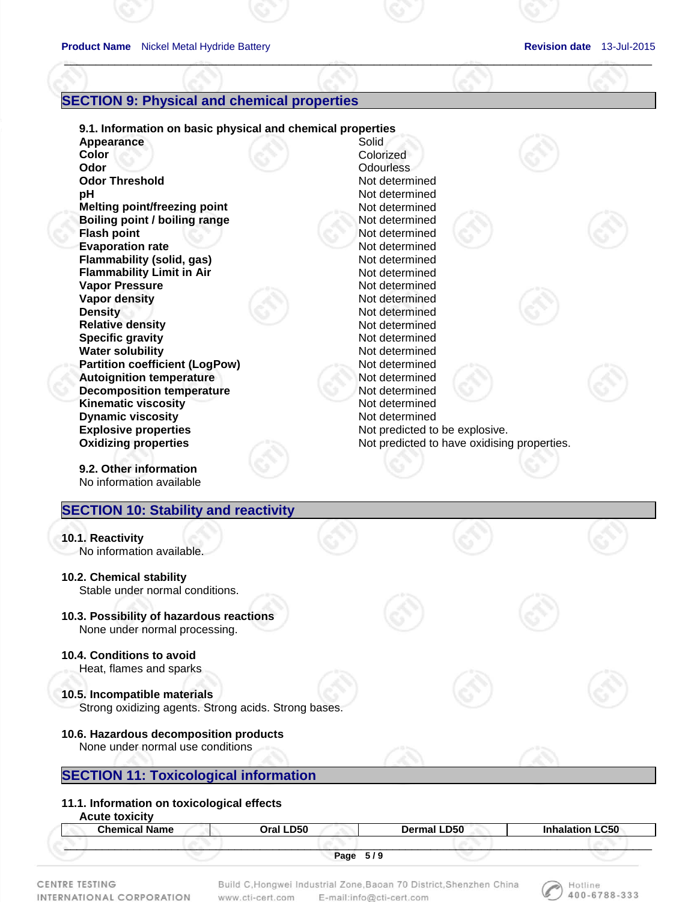## SECTION 9: Physical and chemical properties

### 9.1. Information on basic physical and chemical properties

| Property | Value |
|---|---|
| **Appearance** | Solid |
| **Color** | Colorized |
| **Odor** | Odourless |
| **Odor Threshold** | Not determined |
| **pH** | Not determined |
| **Melting point/freezing point** | Not determined |
| **Boiling point / boiling range** | Not determined |
| **Flash point** | Not determined |
| **Evaporation rate** | Not determined |
| **Flammability (solid, gas)** | Not determined |
| **Flammability Limit in Air** | Not determined |
| **Vapor Pressure** | Not determined |
| **Vapor density** | Not determined |
| **Density** | Not determined |
| **Relative density** | Not determined |
| **Specific gravity** | Not determined |
| **Water solubility** | Not determined |
| **Partition coefficient (LogPow)** | Not determined |
| **Autoignition temperature** | Not determined |
| **Decomposition temperature** | Not determined |
| **Kinematic viscosity** | Not determined |
| **Dynamic viscosity** | Not determined |
| **Explosive properties** | Not predicted to be explosive. |
| **Oxidizing properties** | Not predicted to have oxidising properties. |

### 9.2. Other information

No information available

## SECTION 10: Stability and reactivity

### 10.1. Reactivity

No information available.

### 10.2. Chemical stability

Stable under normal conditions.

### 10.3. Possibility of hazardous reactions

None under normal processing.

### 10.4. Conditions to avoid

Heat, flames and sparks

### 10.5. Incompatible materials

Strong oxidizing agents. Strong acids. Strong bases.

### 10.6. Hazardous decomposition products

None under normal use conditions

## SECTION 11: Toxicological information

### 11.1. Information on toxicological effects

**Acute toxicity**

| Chemical Name | Oral LD50 | Dermal LD50 | Inhalation LC50 |
|---|---|---|---|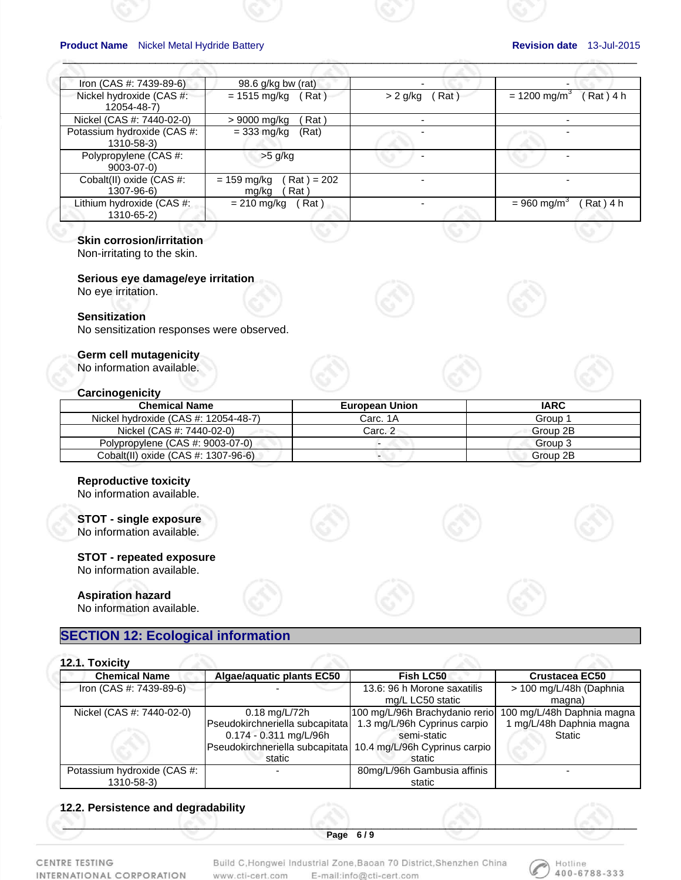| | | | |
|---|---|---|---|
| Iron (CAS #: 7439-89-6) | 98.6 g/kg bw (rat) | - | - |
| Nickel hydroxide (CAS #: 12054-48-7) | = 1515 mg/kg ( Rat ) | > 2 g/kg ( Rat ) | = 1200 mg/m$^3$ ( Rat ) 4 h |
| Nickel (CAS #: 7440-02-0) | > 9000 mg/kg ( Rat ) | - | - |
| Potassium hydroxide (CAS #: 1310-58-3) | = 333 mg/kg (Rat) | - | - |
| Polypropylene (CAS #: 9003-07-0) | >5 g/kg | - | - |
| Cobalt(II) oxide (CAS #: 1307-96-6) | = 159 mg/kg ( Rat ) = 202 mg/kg ( Rat ) | - | - |
| Lithium hydroxide (CAS #: 1310-65-2) | = 210 mg/kg ( Rat ) | - | = 960 mg/m$^3$ ( Rat ) 4 h |

**Skin corrosion/irritation**
Non-irritating to the skin.

**Serious eye damage/eye irritation**
No eye irritation.

**Sensitization**
No sensitization responses were observed.

**Germ cell mutagenicity**
No information available.

**Carcinogenicity**

| Chemical Name | European Union | IARC |
|---|---|---|
| Nickel hydroxide (CAS #: 12054-48-7) | Carc. 1A | Group 1 |
| Nickel (CAS #: 7440-02-0) | Carc. 2 | Group 2B |
| Polypropylene (CAS #: 9003-07-0) | - | Group 3 |
| Cobalt(II) oxide (CAS #: 1307-96-6) | - | Group 2B |

**Reproductive toxicity**
No information available.

**STOT - single exposure**
No information available.

**STOT - repeated exposure**
No information available.

**Aspiration hazard**
No information available.

## SECTION 12: Ecological information

### 12.1. Toxicity

| Chemical Name | Algae/aquatic plants EC50 | Fish LC50 | Crustacea EC50 |
|---|---|---|---|
| Iron (CAS #: 7439-89-6) | - | 13.6: 96 h Morone saxatilis mg/L LC50 static | > 100 mg/L/48h (Daphnia magna) |
| Nickel (CAS #: 7440-02-0) | 0.18 mg/L/72h Pseudokirchneriella subcapitata 0.174 - 0.311 mg/L/96h Pseudokirchneriella subcapitata static | 100 mg/L/96h Brachydanio rerio 1.3 mg/L/96h Cyprinus carpio semi-static 10.4 mg/L/96h Cyprinus carpio static | 100 mg/L/48h Daphnia magna 1 mg/L/48h Daphnia magna Static |
| Potassium hydroxide (CAS #: 1310-58-3) | - | 80mg/L/96h Gambusia affinis static | - |

### 12.2. Persistence and degradability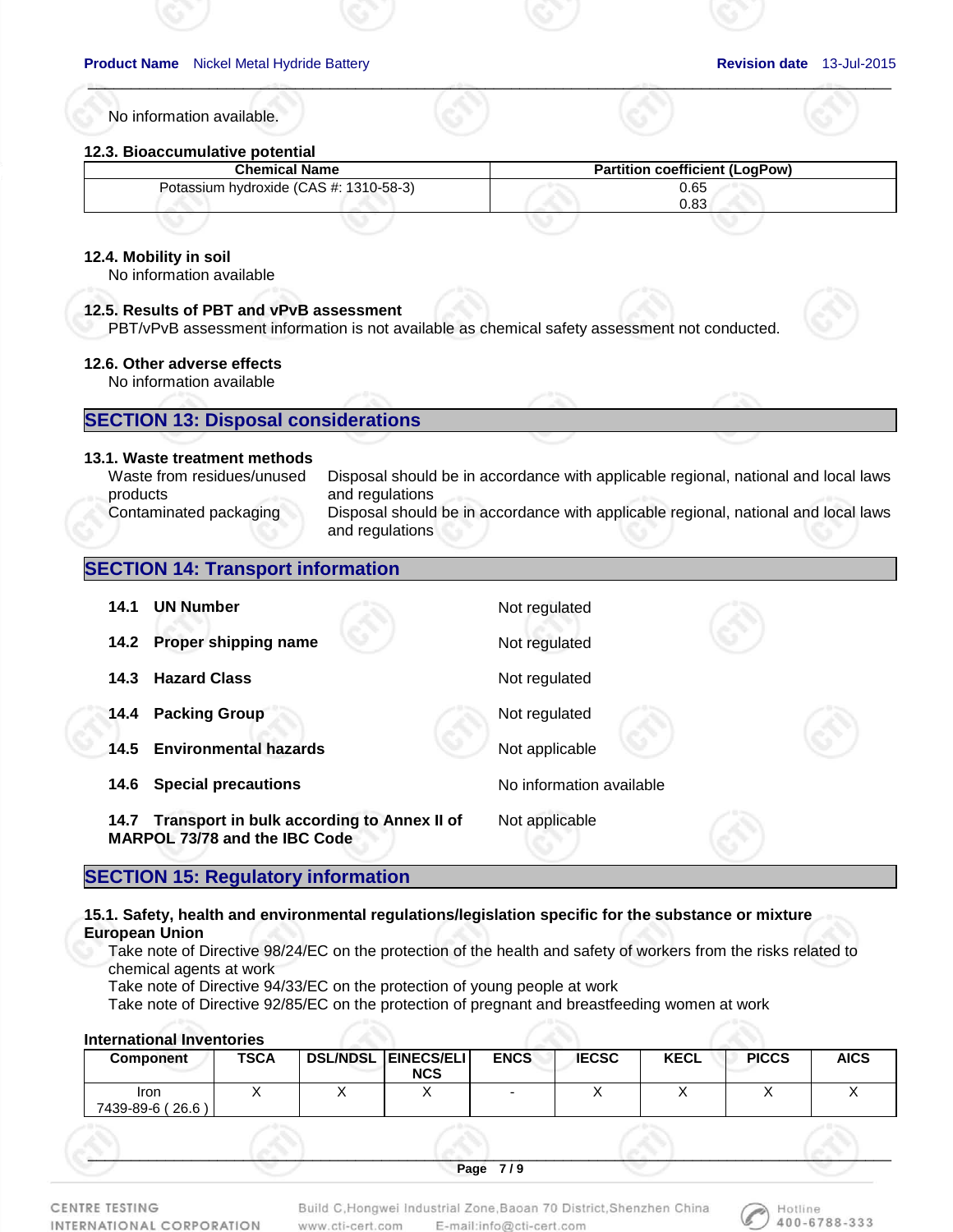No information available.

### 12.3. Bioaccumulative potential

| Chemical Name | Partition coefficient (LogPow) |
|---|---|
| Potassium hydroxide (CAS #: 1310-58-3) | 0.65<br>0.83 |

### 12.4. Mobility in soil

No information available

### 12.5. Results of PBT and vPvB assessment

PBT/vPvB assessment information is not available as chemical safety assessment not conducted.

### 12.6. Other adverse effects

No information available

## SECTION 13: Disposal considerations

### 13.1. Waste treatment methods

| | |
|---|---|
| Waste from residues/unused products | Disposal should be in accordance with applicable regional, national and local laws and regulations |
| Contaminated packaging | Disposal should be in accordance with applicable regional, national and local laws and regulations |

## SECTION 14: Transport information

| | |
|---|---|
| **14.1 UN Number** | Not regulated |
| **14.2 Proper shipping name** | Not regulated |
| **14.3 Hazard Class** | Not regulated |
| **14.4 Packing Group** | Not regulated |
| **14.5 Environmental hazards** | Not applicable |
| **14.6 Special precautions** | No information available |
| **14.7 Transport in bulk according to Annex II of MARPOL 73/78 and the IBC Code** | Not applicable |

## SECTION 15: Regulatory information

### 15.1. Safety, health and environmental regulations/legislation specific for the substance or mixture

**European Union**

Take note of Directive 98/24/EC on the protection of the health and safety of workers from the risks related to chemical agents at work

Take note of Directive 94/33/EC on the protection of young people at work

Take note of Directive 92/85/EC on the protection of pregnant and breastfeeding women at work

**International Inventories**

| Component | TSCA | DSL/NDSL | EINECS/ELINCS | ENCS | IECSC | KECL | PICCS | AICS |
|---|---|---|---|---|---|---|---|---|
| Iron<br>7439-89-6 ( 26.6 ) | X | X | X | - | X | X | X | X |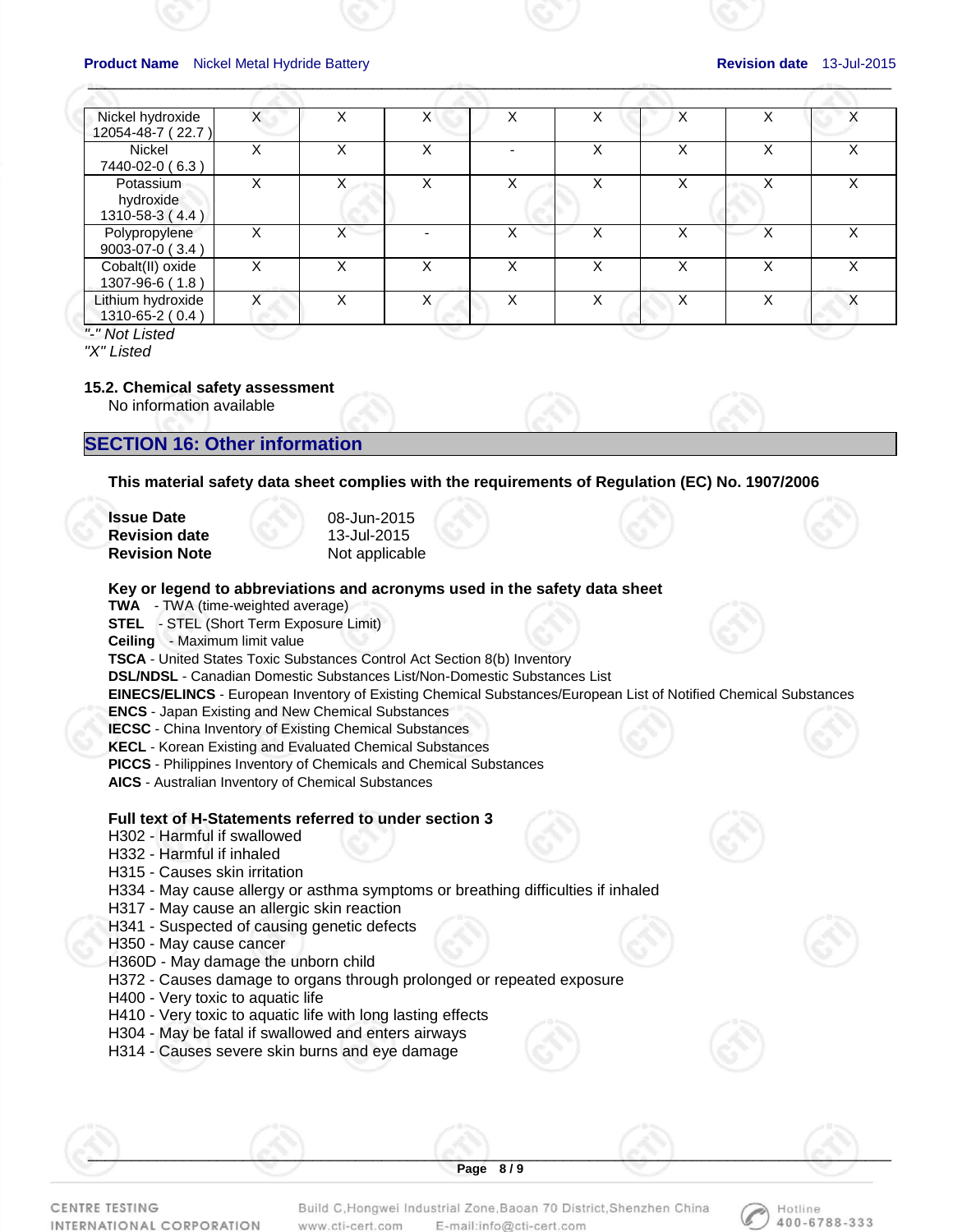| Nickel hydroxide 12054-48-7 ( 22.7 ) | X | X | X | X | X | X | X | X |
|---|---|---|---|---|---|---|---|---|
| Nickel 7440-02-0 ( 6.3 ) | X | X | X | - | X | X | X | X |
| Potassium hydroxide 1310-58-3 ( 4.4 ) | X | X | X | X | X | X | X | X |
| Polypropylene 9003-07-0 ( 3.4 ) | X | X | - | X | X | X | X | X |
| Cobalt(II) oxide 1307-96-6 ( 1.8 ) | X | X | X | X | X | X | X | X |
| Lithium hydroxide 1310-65-2 ( 0.4 ) | X | X | X | X | X | X | X | X |

*"-" Not Listed*
*"X" Listed*

### 15.2. Chemical safety assessment

No information available

## SECTION 16: Other information

**This material safety data sheet complies with the requirements of Regulation (EC) No. 1907/2006**

| | |
|---|---|
| **Issue Date** | 08-Jun-2015 |
| **Revision date** | 13-Jul-2015 |
| **Revision Note** | Not applicable |

**Key or legend to abbreviations and acronyms used in the safety data sheet**

**TWA** - TWA (time-weighted average)
**STEL** - STEL (Short Term Exposure Limit)
**Ceiling** - Maximum limit value
**TSCA** - United States Toxic Substances Control Act Section 8(b) Inventory
**DSL/NDSL** - Canadian Domestic Substances List/Non-Domestic Substances List
**EINECS/ELINCS** - European Inventory of Existing Chemical Substances/European List of Notified Chemical Substances
**ENCS** - Japan Existing and New Chemical Substances
**IECSC** - China Inventory of Existing Chemical Substances
**KECL** - Korean Existing and Evaluated Chemical Substances
**PICCS** - Philippines Inventory of Chemicals and Chemical Substances
**AICS** - Australian Inventory of Chemical Substances

**Full text of H-Statements referred to under section 3**

H302 - Harmful if swallowed
H332 - Harmful if inhaled
H315 - Causes skin irritation
H334 - May cause allergy or asthma symptoms or breathing difficulties if inhaled
H317 - May cause an allergic skin reaction
H341 - Suspected of causing genetic defects
H350 - May cause cancer
H360D - May damage the unborn child
H372 - Causes damage to organs through prolonged or repeated exposure
H400 - Very toxic to aquatic life
H410 - Very toxic to aquatic life with long lasting effects
H304 - May be fatal if swallowed and enters airways
H314 - Causes severe skin burns and eye damage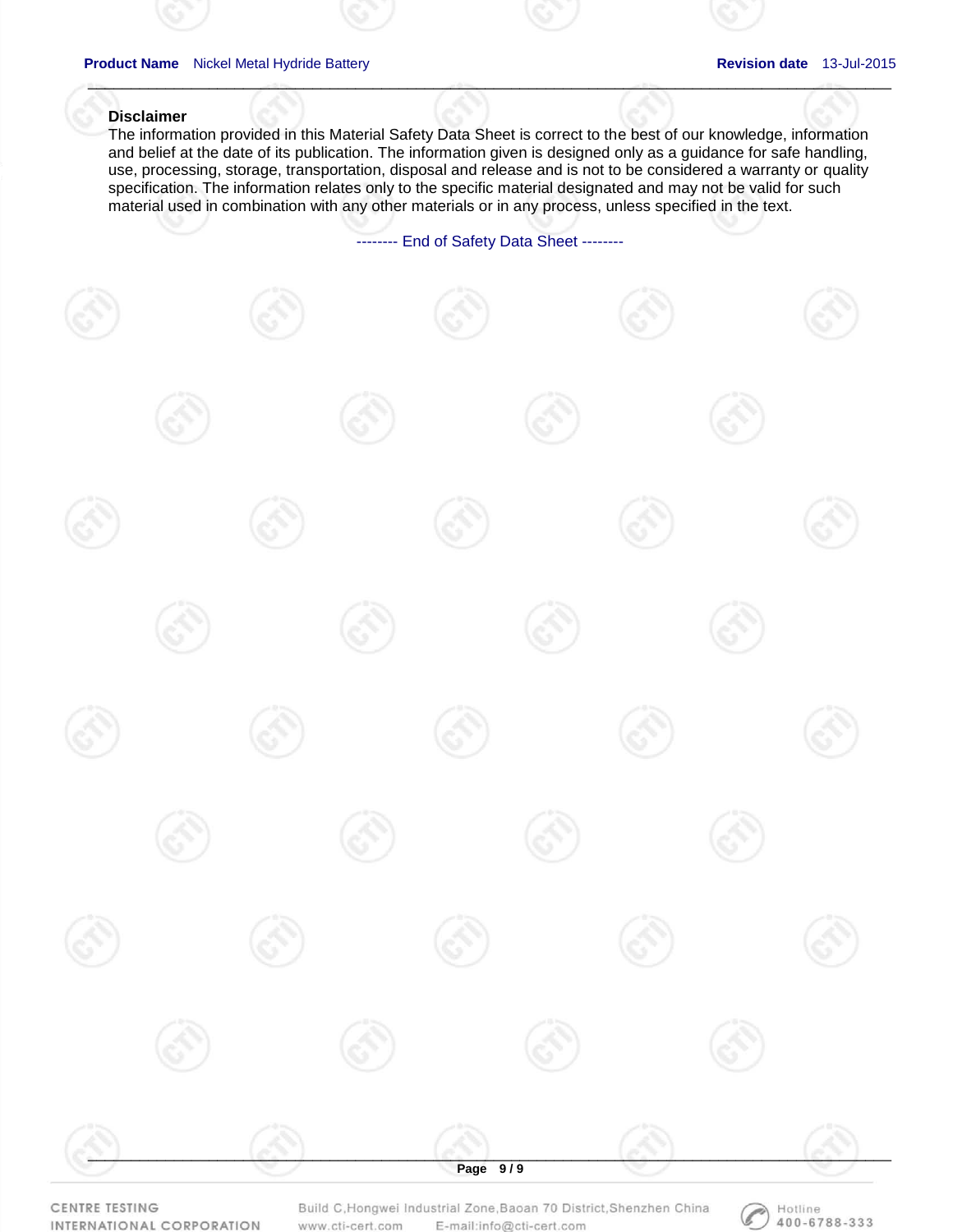### Disclaimer

The information provided in this Material Safety Data Sheet is correct to the best of our knowledge, information and belief at the date of its publication. The information given is designed only as a guidance for safe handling, use, processing, storage, transportation, disposal and release and is not to be considered a warranty or quality specification. The information relates only to the specific material designated and may not be valid for such material used in combination with any other materials or in any process, unless specified in the text.

-------- End of Safety Data Sheet --------